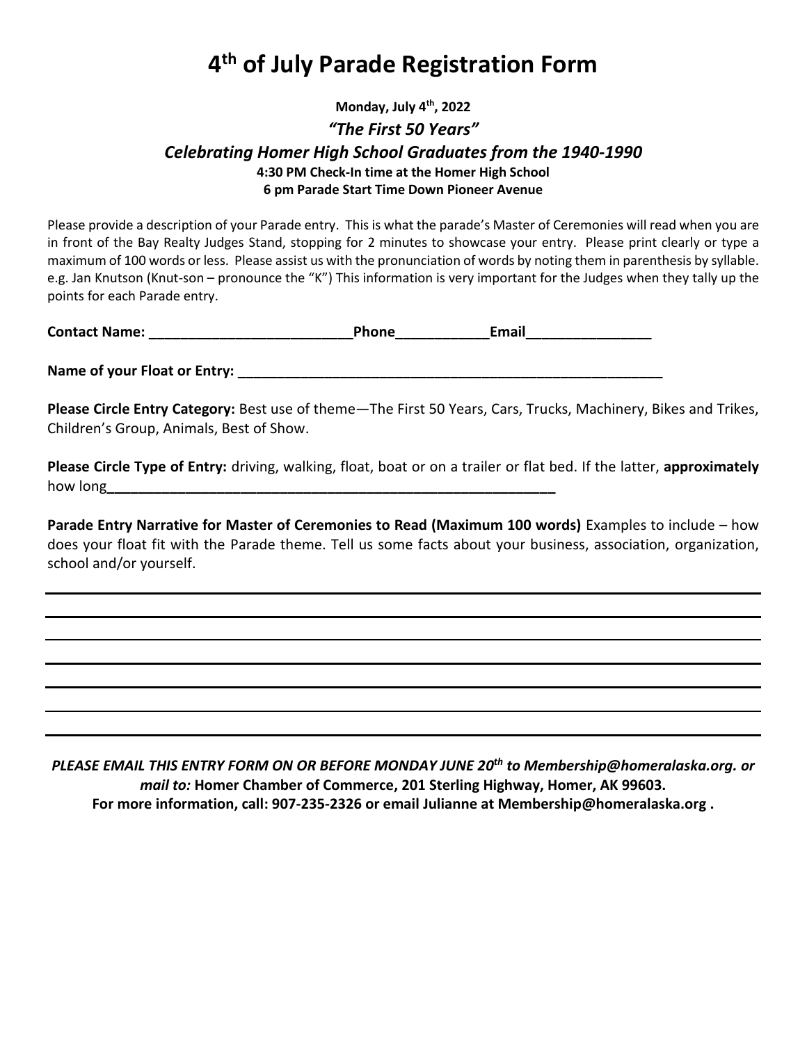# 4th of July Parade Registration Form

**Monday, July 4th, 2022**

***"The First 50 Years"***

***Celebrating Homer High School Graduates from the 1940-1990***

**4:30 PM Check-In time at the Homer High School**

**6 pm Parade Start Time Down Pioneer Avenue**

Please provide a description of your Parade entry. This is what the parade's Master of Ceremonies will read when you are in front of the Bay Realty Judges Stand, stopping for 2 minutes to showcase your entry. Please print clearly or type a maximum of 100 words or less. Please assist us with the pronunciation of words by noting them in parenthesis by syllable. e.g. Jan Knutson (Knut-son – pronounce the "K") This information is very important for the Judges when they tally up the points for each Parade entry.

**Contact Name:** ___________________________ **Phone** ____________ **Email** ________________

**Name of your Float or Entry:** _______________________________________________________

**Please Circle Entry Category:** Best use of theme—The First 50 Years, Cars, Trucks, Machinery, Bikes and Trikes, Children's Group, Animals, Best of Show.

**Please Circle Type of Entry:** driving, walking, float, boat or on a trailer or flat bed. If the latter, **approximately** how long_____________________________________________________________

**Parade Entry Narrative for Master of Ceremonies to Read (Maximum 100 words)** Examples to include – how does your float fit with the Parade theme. Tell us some facts about your business, association, organization, school and/or yourself.

___________________________________________________________________________

___________________________________________________________________________

___________________________________________________________________________

___________________________________________________________________________

___________________________________________________________________________

___________________________________________________________________________

___________________________________________________________________________

***PLEASE EMAIL THIS ENTRY FORM ON OR BEFORE MONDAY JUNE 20th to Membership@homeralaska.org. or mail to:*** **Homer Chamber of Commerce, 201 Sterling Highway, Homer, AK 99603.**

**For more information, call: 907-235-2326 or email Julianne at Membership@homeralaska.org .**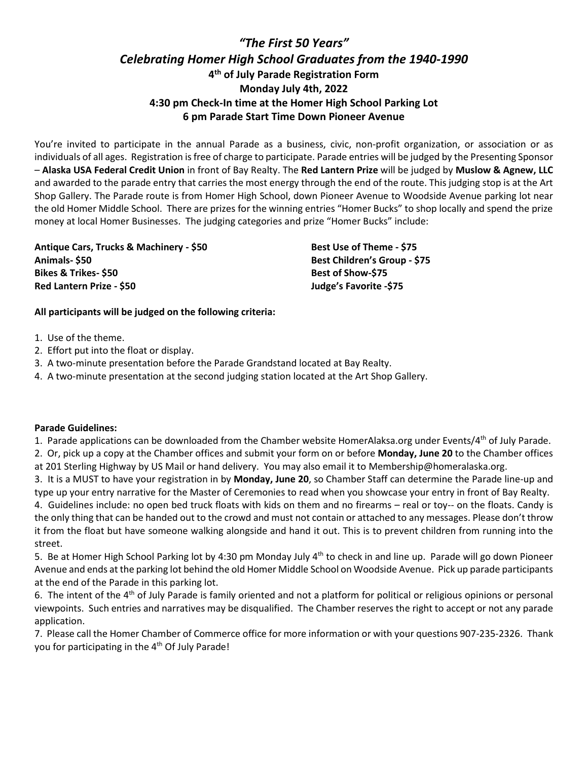## *"The First 50 Years"*
## *Celebrating Homer High School Graduates from the 1940-1990*
### 4th of July Parade Registration Form
### Monday July 4th, 2022
### 4:30 pm Check-In time at the Homer High School Parking Lot
### 6 pm Parade Start Time Down Pioneer Avenue

You're invited to participate in the annual Parade as a business, civic, non-profit organization, or association or as individuals of all ages. Registration is free of charge to participate. Parade entries will be judged by the Presenting Sponsor – **Alaska USA Federal Credit Union** in front of Bay Realty. The **Red Lantern Prize** will be judged by **Muslow & Agnew, LLC** and awarded to the parade entry that carries the most energy through the end of the route. This judging stop is at the Art Shop Gallery. The Parade route is from Homer High School, down Pioneer Avenue to Woodside Avenue parking lot near the old Homer Middle School. There are prizes for the winning entries "Homer Bucks" to shop locally and spend the prize money at local Homer Businesses. The judging categories and prize "Homer Bucks" include:

**Antique Cars, Trucks & Machinery - $50**
**Animals- $50**
**Bikes & Trikes- $50**
**Red Lantern Prize - $50**
**Best Use of Theme - $75**
**Best Children's Group - $75**
**Best of Show-$75**
**Judge's Favorite -$75**

**All participants will be judged on the following criteria:**

1. Use of the theme.
2. Effort put into the float or display.
3. A two-minute presentation before the Parade Grandstand located at Bay Realty.
4. A two-minute presentation at the second judging station located at the Art Shop Gallery.

**Parade Guidelines:**

1. Parade applications can be downloaded from the Chamber website HomerAlaksa.org under Events/4th of July Parade.
2. Or, pick up a copy at the Chamber offices and submit your form on or before **Monday, June 20** to the Chamber offices at 201 Sterling Highway by US Mail or hand delivery. You may also email it to Membership@homeralaska.org.
3. It is a MUST to have your registration in by **Monday, June 20**, so Chamber Staff can determine the Parade line-up and type up your entry narrative for the Master of Ceremonies to read when you showcase your entry in front of Bay Realty.
4. Guidelines include: no open bed truck floats with kids on them and no firearms – real or toy-- on the floats. Candy is the only thing that can be handed out to the crowd and must not contain or attached to any messages. Please don't throw it from the float but have someone walking alongside and hand it out. This is to prevent children from running into the street.
5. Be at Homer High School Parking lot by 4:30 pm Monday July 4th to check in and line up. Parade will go down Pioneer Avenue and ends at the parking lot behind the old Homer Middle School on Woodside Avenue. Pick up parade participants at the end of the Parade in this parking lot.
6. The intent of the 4th of July Parade is family oriented and not a platform for political or religious opinions or personal viewpoints. Such entries and narratives may be disqualified. The Chamber reserves the right to accept or not any parade application.
7. Please call the Homer Chamber of Commerce office for more information or with your questions 907-235-2326. Thank you for participating in the 4th Of July Parade!